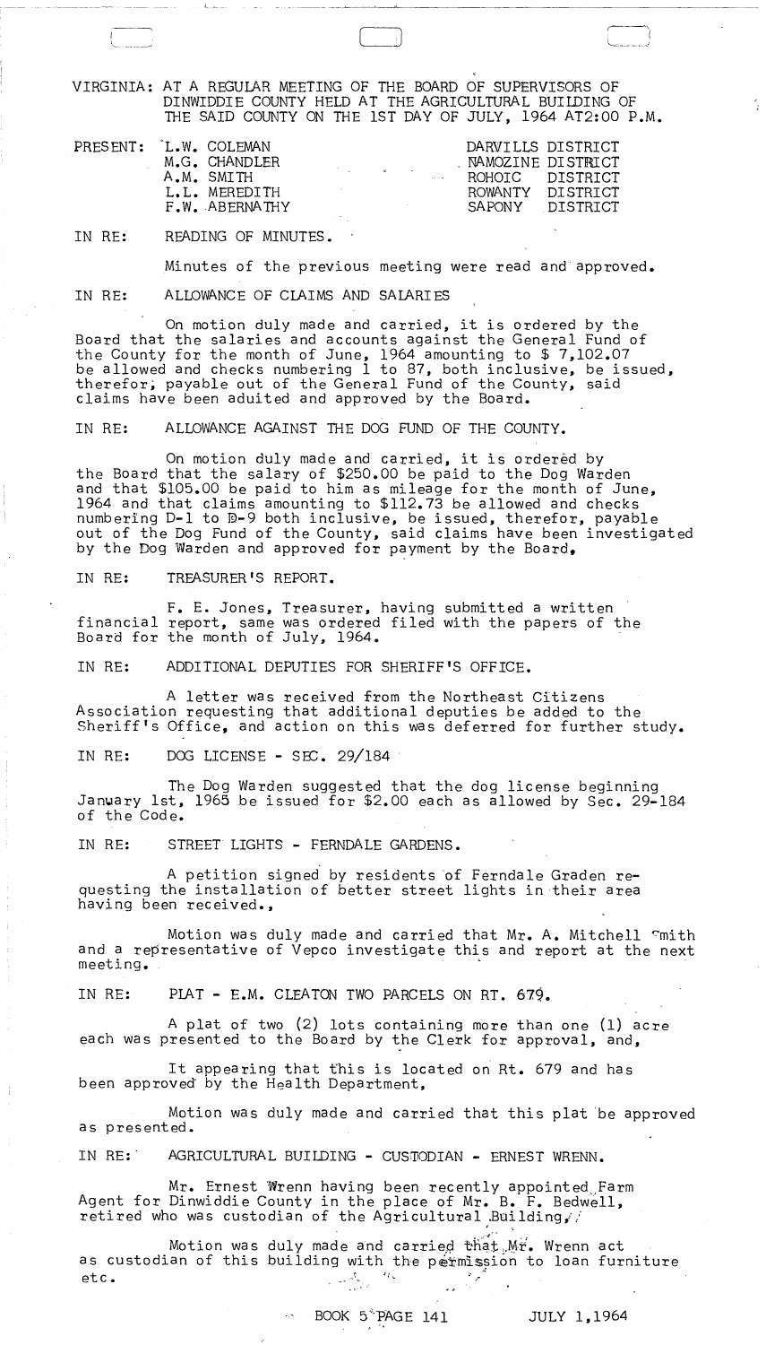VIRGINIA: AT A REGULAR MEETING OF THE BOARD OF SUPERVISORS OF DINWIDDIE COUNTY HELD AT THE AGRICULTURAL BUILDING OF THE SAID COUNTY ON THE 1ST DAY OF JULY, 1964 AT2:00 P.M.

| PRESENT: | | |
|---|---|---|
| | L.W. COLEMAN | DARVILLS DISTRICT |
| | M.G. CHANDLER | NAMOZINE DISTRICT |
| | A.M. SMITH | ROHOIC DISTRICT |
| | L.L. MEREDITH | ROWANTY DISTRICT |
| | F.W. ABERNATHY | SAPONY DISTRICT |

IN RE: READING OF MINUTES.

Minutes of the previous meeting were read and approved.

IN RE: ALLOWANCE OF CLAIMS AND SALARIES

On motion duly made and carried, it is ordered by the Board that the salaries and accounts against the General Fund of the County for the month of June, 1964 amounting to $ 7,102.07 be allowed and checks numbering 1 to 87, both inclusive, be issued, therefor, payable out of the General Fund of the County, said claims have been aduited and approved by the Board.

IN RE: ALLOWANCE AGAINST THE DOG FUND OF THE COUNTY.

On motion duly made and carried, it is ordered by the Board that the salary of $250.00 be paid to the Dog Warden and that $105.00 be paid to him as mileage for the month of June, 1964 and that claims amounting to $112.73 be allowed and checks numbering D-1 to D-9 both inclusive, be issued, therefor, payable out of the Dog Fund of the County, said claims have been investigated by the Dog Warden and approved for payment by the Board.

IN RE: TREASURER'S REPORT.

F. E. Jones, Treasurer, having submitted a written financial report, same was ordered filed with the papers of the Board for the month of July, 1964.

IN RE: ADDITIONAL DEPUTIES FOR SHERIFF'S OFFICE.

A letter was received from the Northeast Citizens Association requesting that additional deputies be added to the Sheriff's Office, and action on this was deferred for further study.

IN RE: DOG LICENSE - SEC. 29/184

The Dog Warden suggested that the dog license beginning January 1st, 1965 be issued for $2.00 each as allowed by Sec. 29-184 of the Code.

IN RE: STREET LIGHTS - FERNDALE GARDENS.

A petition signed by residents of Ferndale Graden requesting the installation of better street lights in their area having been received.,

Motion was duly made and carried that Mr. A. Mitchell Smith and a representative of Vepco investigate this and report at the next meeting.

IN RE: PLAT - E.M. CLEATON TWO PARCELS ON RT. 679.

A plat of two (2) lots containing more than one (1) acre each was presented to the Board by the Clerk for approval, and,

It appearing that this is located on Rt. 679 and has been approved by the Health Department,

Motion was duly made and carried that this plat be approved as presented.

IN RE: AGRICULTURAL BUILDING - CUSTODIAN - ERNEST WRENN.

Mr. Ernest Wrenn having been recently appointed Farm Agent for Dinwiddie County in the place of Mr. B. F. Bedwell, retired who was custodian of the Agricultural Building,

Motion was duly made and carried that Mr. Wrenn act as custodian of this building with the permission to loan furniture etc.

BOOK 5 PAGE 141 JULY 1,1964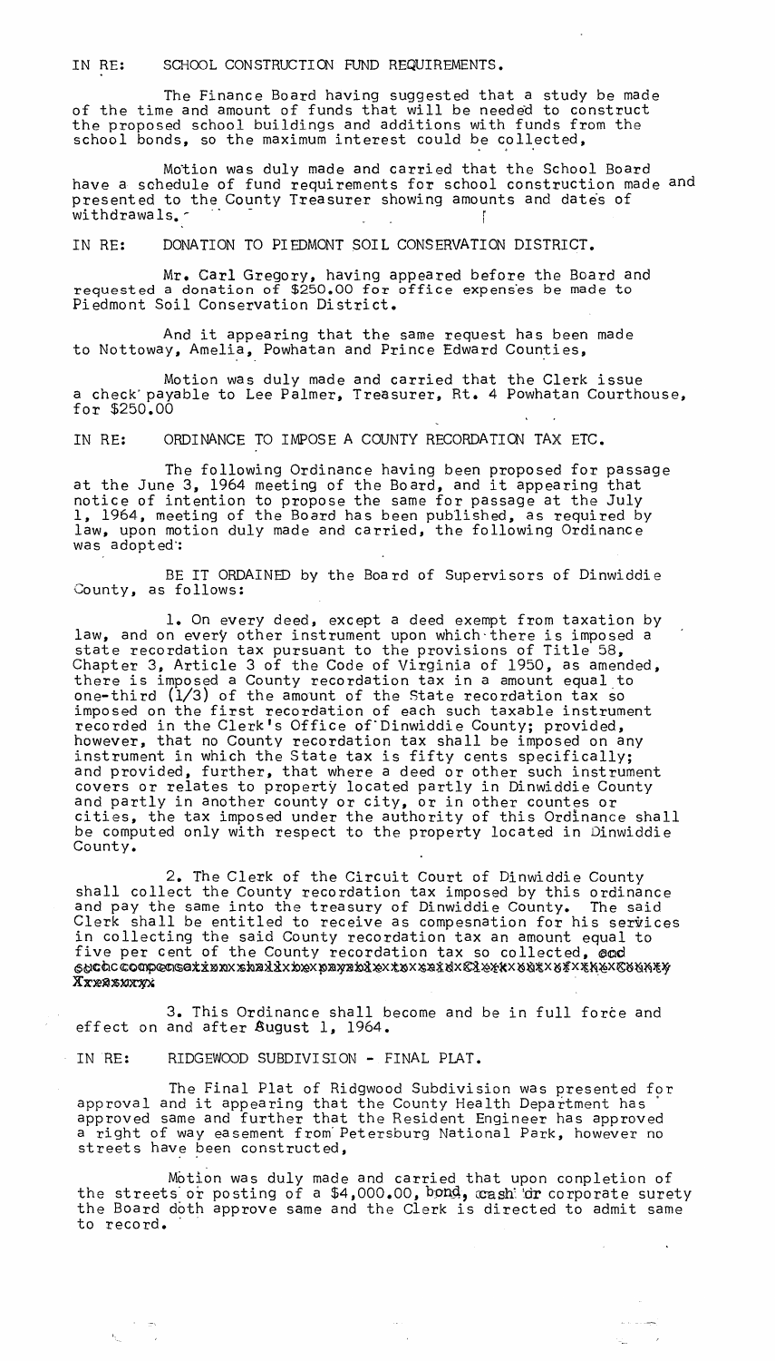IN RE: SCHOOL CONSTRUCTION FUND REQUIREMENTS.

The Finance Board having suggested that a study be made of the time and amount of funds that will be needed to construct the proposed school buildings and additions with funds from the school bonds, so the maximum interest could be collected,

Motion was duly made and carried that the School Board have a schedule of fund requirements for school construction made and presented to the County Treasurer showing amounts and dates of withdrawals.

IN RE: DONATION TO PIEDMONT SOIL CONSERVATION DISTRICT.

Mr. Carl Gregory, having appeared before the Board and requested a donation of $250.00 for office expenses be made to Piedmont Soil Conservation District.

And it appearing that the same request has been made to Nottoway, Amelia, Powhatan and Prince Edward Counties,

Motion was duly made and carried that the Clerk issue a check payable to Lee Palmer, Treasurer, Rt. 4 Powhatan Courthouse, for $250.00

IN RE: ORDINANCE TO IMPOSE A COUNTY RECORDATION TAX ETC.

The following Ordinance having been proposed for passage at the June 3, 1964 meeting of the Board, and it appearing that notice of intention to propose the same for passage at the July 1, 1964, meeting of the Board has been published, as required by law, upon motion duly made and carried, the following Ordinance was adopted:

BE IT ORDAINED by the Board of Supervisors of Dinwiddie County, as follows:

1. On every deed, except a deed exempt from taxation by law, and on every other instrument upon which there is imposed a state recordation tax pursuant to the provisions of Title 58, Chapter 3, Article 3 of the Code of Virginia of 1950, as amended, there is imposed a County recordation tax in a amount equal to one-third (1/3) of the amount of the State recordation tax so imposed on the first recordation of each such taxable instrument recorded in the Clerk's Office of Dinwiddie County; provided, however, that no County recordation tax shall be imposed on any instrument in which the State tax is fifty cents specifically; and provided, further, that where a deed or other such instrument covers or relates to property located partly in Dinwiddie County and partly in another county or city, or in other countes or cities, the tax imposed under the authority of this Ordinance shall be computed only with respect to the property located in Dinwiddie County.

2. The Clerk of the Circuit Court of Dinwiddie County shall collect the County recordation tax imposed by this ordinance and pay the same into the treasury of Dinwiddie County. The said Clerk shall be entitled to receive as compesnation for his services in collecting the said County recordation tax an amount equal to five per cent of the County recordation tax so collected, ~~and such compensation shall be payable to said Clerk out of the County Treasury.~~

3. This Ordinance shall become and be in full force and effect on and after August 1, 1964.

IN RE: RIDGEWOOD SUBDIVISION - FINAL PLAT.

The Final Plat of Ridgwood Subdivision was presented for approval and it appearing that the County Health Department has approved same and further that the Resident Engineer has approved a right of way easement from Petersburg National Park, however no streets have been constructed,

Motion was duly made and carried that upon conpletion of the streets or posting of a $4,000.00, bond, cash or corporate surety the Board doth approve same and the Clerk is directed to admit same to record.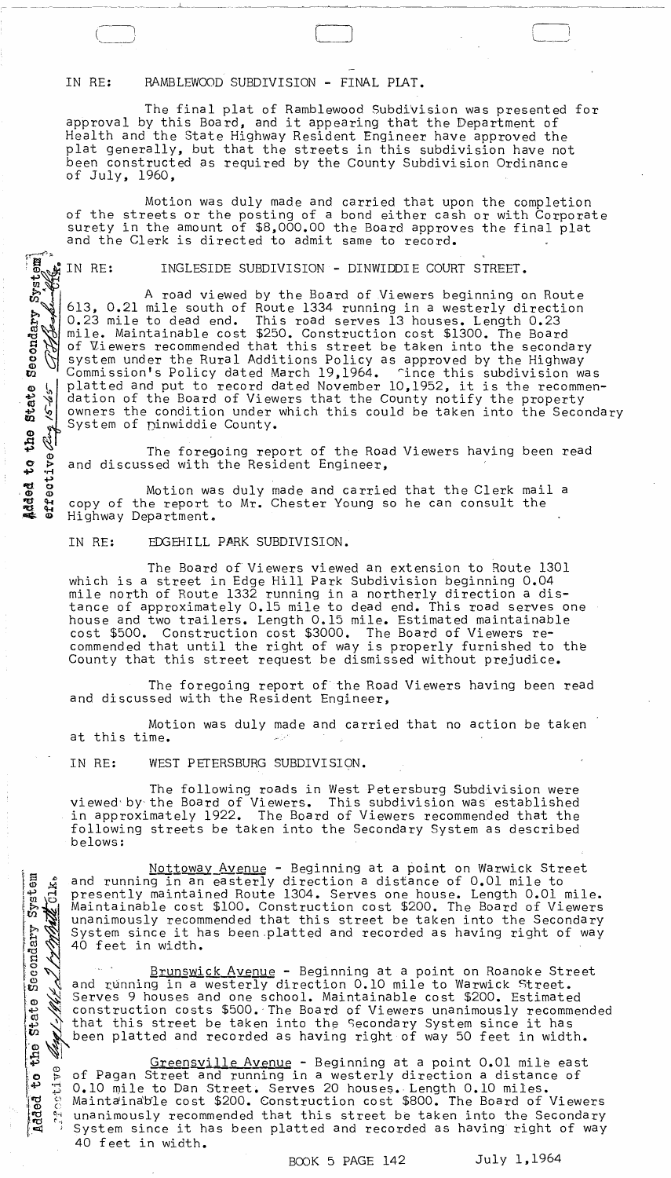IN RE: RAMBLEWOOD SUBDIVISION - FINAL PLAT.

The final plat of Ramblewood Subdivision was presented for approval by this Board, and it appearing that the Department of Health and the State Highway Resident Engineer have approved the plat generally, but that the streets in this subdivision have not been constructed as required by the County Subdivision Ordinance of July, 1960,

Motion was duly made and carried that upon the completion of the streets or the posting of a bond either cash or with Corporate surety in the amount of $8,000.00 the Board approves the final plat and the Clerk is directed to admit same to record.

Added to the State Secondary System effective Aug 15-65 Clk.

IN RE: INGLESIDE SUBDIVISION - DINWIDDIE COURT STREET.

A road viewed by the Board of Viewers beginning on Route 613, 0.21 mile south of Route 1334 running in a westerly direction 0.23 mile to dead end. This road serves 13 houses. Length 0.23 mile. Maintainable cost $250. Construction cost $1300. The Board of Viewers recommended that this street be taken into the secondary system under the Rural Additions Policy as approved by the Highway Commission's Policy dated March 19,1964. Since this subdivision was platted and put to record dated November 10,1952, it is the recommendation of the Board of Viewers that the County notify the property owners the condition under which this could be taken into the Secondary System of Dinwiddie County.

The foregoing report of the Road Viewers having been read and discussed with the Resident Engineer,

Motion was duly made and carried that the Clerk mail a copy of the report to Mr. Chester Young so he can consult the Highway Department.

IN RE: EDGEHILL PARK SUBDIVISION.

The Board of Viewers viewed an extension to Route 1301 which is a street in Edge Hill Park Subdivision beginning 0.04 mile north of Route 1332 running in a northerly direction a distance of approximately 0.15 mile to dead end. This road serves one house and two trailers. Length 0.15 mile. Estimated maintainable cost $500. Construction cost $3000. The Board of Viewers recommended that until the right of way is properly furnished to the County that this street request be dismissed without prejudice.

The foregoing report of the Road Viewers having been read and discussed with the Resident Engineer,

Motion was duly made and carried that no action be taken at this time.

IN RE: WEST PETERSBURG SUBDIVISION.

The following roads in West Petersburg Subdivision were viewed by the Board of Viewers. This subdivision was established in approximately 1922. The Board of Viewers recommended that the following streets be taken into the Secondary System as described belows:

Added to the State Secondary System effective Aug 1-1964 Clk.

Nottoway Avenue - Beginning at a point on Warwick Street and running in an easterly direction a distance of 0.01 mile to presently maintained Route 1304. Serves one house. Length 0.01 mile. Maintainable cost $100. Construction cost $200. The Board of Viewers unanimously recommended that this street be taken into the Secondary System since it has been platted and recorded as having right of way 40 feet in width.

Brunswick Avenue - Beginning at a point on Roanoke Street and running in a westerly direction 0.10 mile to Warwick Street. Serves 9 houses and one school. Maintainable cost $200. Estimated construction costs $500. The Board of Viewers unanimously recommended that this street be taken into the Secondary System since it has been platted and recorded as having right of way 50 feet in width.

Greensville Avenue - Beginning at a point 0.01 mile east of Pagan Street and running in a westerly direction a distance of 0.10 mile to Dan Street. Serves 20 houses. Length 0.10 miles. Maintainable cost $200. Construction cost $800. The Board of Viewers unanimously recommended that this street be taken into the Secondary System since it has been platted and recorded as having right of way 40 feet in width.

BOOK 5 PAGE 142 July 1,1964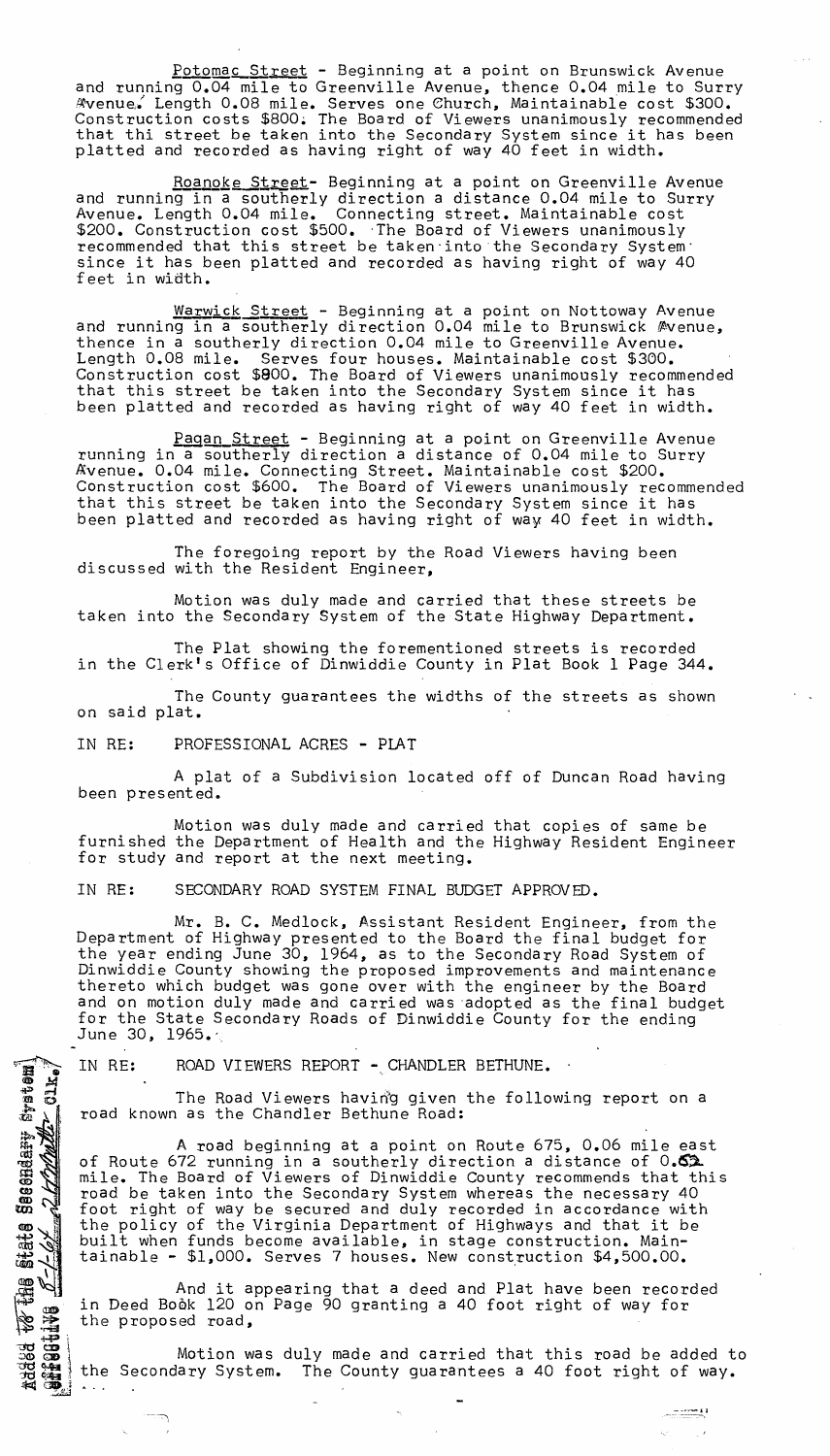Potomac Street - Beginning at a point on Brunswick Avenue and running 0.04 mile to Greenville Avenue, thence 0.04 mile to Surry Avenue. Length 0.08 mile. Serves one Church, Maintainable cost $300. Construction costs $800. The Board of Viewers unanimously recommended that thi street be taken into the Secondary System since it has been platted and recorded as having right of way 40 feet in width.

Roanoke Street- Beginning at a point on Greenville Avenue and running in a southerly direction a distance 0.04 mile to Surry Avenue. Length 0.04 mile. Connecting street. Maintainable cost $200. Construction cost $500. The Board of Viewers unanimously recommended that this street be taken into the Secondary System since it has been platted and recorded as having right of way 40 feet in width.

Warwick Street - Beginning at a point on Nottoway Avenue and running in a southerly direction 0.04 mile to Brunswick Avenue, thence in a southerly direction 0.04 mile to Greenville Avenue. Length 0.08 mile. Serves four houses. Maintainable cost $300. Construction cost $800. The Board of Viewers unanimously recommended that this street be taken into the Secondary System since it has been platted and recorded as having right of way 40 feet in width.

Pagan Street - Beginning at a point on Greenville Avenue running in a southerly direction a distance of 0.04 mile to Surry Avenue. 0.04 mile. Connecting Street. Maintainable cost $200. Construction cost $600. The Board of Viewers unanimously recommended that this street be taken into the Secondary System since it has been platted and recorded as having right of way 40 feet in width.

The foregoing report by the Road Viewers having been discussed with the Resident Engineer,

Motion was duly made and carried that these streets be taken into the Secondary System of the State Highway Department.

The Plat showing the forementioned streets is recorded in the Clerk's Office of Dinwiddie County in Plat Book 1 Page 344.

The County guarantees the widths of the streets as shown on said plat.

IN RE: PROFESSIONAL ACRES - PLAT

A plat of a Subdivision located off of Duncan Road having been presented.

Motion was duly made and carried that copies of same be furnished the Department of Health and the Highway Resident Engineer for study and report at the next meeting.

IN RE: SECONDARY ROAD SYSTEM FINAL BUDGET APPROVED.

Mr. B. C. Medlock, Assistant Resident Engineer, from the Department of Highway presented to the Board the final budget for the year ending June 30, 1964, as to the Secondary Road System of Dinwiddie County showing the proposed improvements and maintenance thereto which budget was gone over with the engineer by the Board and on motion duly made and carried was adopted as the final budget for the State Secondary Roads of Dinwiddie County for the ending June 30, 1965.

IN RE: ROAD VIEWERS REPORT - CHANDLER BETHUNE.

Added to the State Secondary System effective 8-1-64 [signature] Clk.

The Road Viewers having given the following report on a road known as the Chandler Bethune Road:

A road beginning at a point on Route 675, 0.06 mile east of Route 672 running in a southerly direction a distance of 0.52 mile. The Board of Viewers of Dinwiddie County recommends that this road be taken into the Secondary System whereas the necessary 40 foot right of way be secured and duly recorded in accordance with the policy of the Virginia Department of Highways and that it be built when funds become available, in stage construction. Maintainable - $1,000. Serves 7 houses. New construction $4,500.00.

And it appearing that a deed and Plat have been recorded in Deed Book 120 on Page 90 granting a 40 foot right of way for the proposed road,

Motion was duly made and carried that this road be added to the Secondary System. The County guarantees a 40 foot right of way.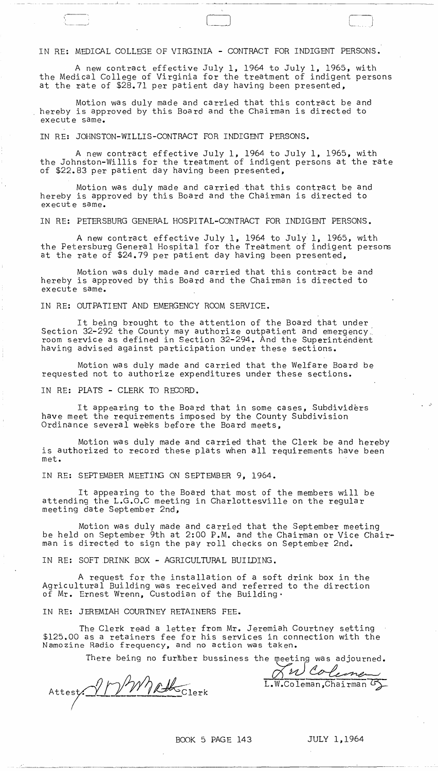IN RE: MEDICAL COLLEGE OF VIRGINIA - CONTRACT FOR INDIGENT PERSONS.

A new contract effective July 1, 1964 to July 1, 1965, with the Medical College of Virginia for the treatment of indigent persons at the rate of $28.71 per patient day having been presented,

Motion was duly made and carried that this contract be and hereby is approved by this Board and the Chairman is directed to execute same.

IN RE: JOHNSTON-WILLIS-CONTRACT FOR INDIGENT PERSONS.

A new contract effective July 1, 1964 to July 1, 1965, with the Johnston-Willis for the treatment of indigent persons at the rate of $22.83 per patient day having been presented,

Motion was duly made and carried that this contract be and hereby is approved by this Board and the Chairman is directed to execute same.

IN RE: PETERSBURG GENERAL HOSPITAL-CONTRACT FOR INDIGENT PERSONS.

A new contract effective July 1, 1964 to July 1, 1965, with the Petersburg General Hospital for the Treatment of indigent persons at the rate of $24.79 per patient day having been presented,

Motion was duly made and carried that this contract be and hereby is approved by this Board and the Chairman is directed to execute same.

IN RE: OUTPATIENT AND EMERGENCY ROOM SERVICE.

It being brought to the attention of the Board that under Section 32-292 the County may authorize outpatient and emergency room service as defined in Section 32-294. And the Superintendent having advised against participation under these sections.

Motion was duly made and carried that the Welfare Board be requested not to authorize expenditures under these sections.

IN RE: PLATS - CLERK TO RECORD.

It appearing to the Board that in some cases, Subdividers have meet the requirements imposed by the County Subdivision Ordinance several weeks before the Board meets,

Motion was duly made and carried that the Clerk be and hereby is authorized to record these plats when all requirements have been met.

IN RE: SEPTEMBER MEETING ON SEPTEMBER 9, 1964.

It appearing to the Board that most of the members will be attending the L.G.O.C meeting in Charlottesville on the regular meeting date September 2nd,

Motion was duly made and carried that the September meeting be held on September 9th at 2:00 P.M. and the Chairman or Vice Chairman is directed to sign the pay roll checks on September 2nd.

IN RE: SOFT DRINK BOX - AGRICULTURAL BUILDING.

A request for the installation of a soft drink box in the Agricultural Building was received and referred to the direction of Mr. Ernest Wrenn, Custodian of the Building.

IN RE: JEREMIAH COURTNEY RETAINERS FEE.

The Clerk read a letter from Mr. Jeremiah Courtney setting $125.00 as a retainers fee for his services in connection with the Namozine Radio frequency, and no action was taken.

There being no furtber bussiness the meeting was adjourned.

L.W.Coleman, Chairman

Attest: __________ Clerk

BOOK 5 PAGE 143 JULY 1,1964